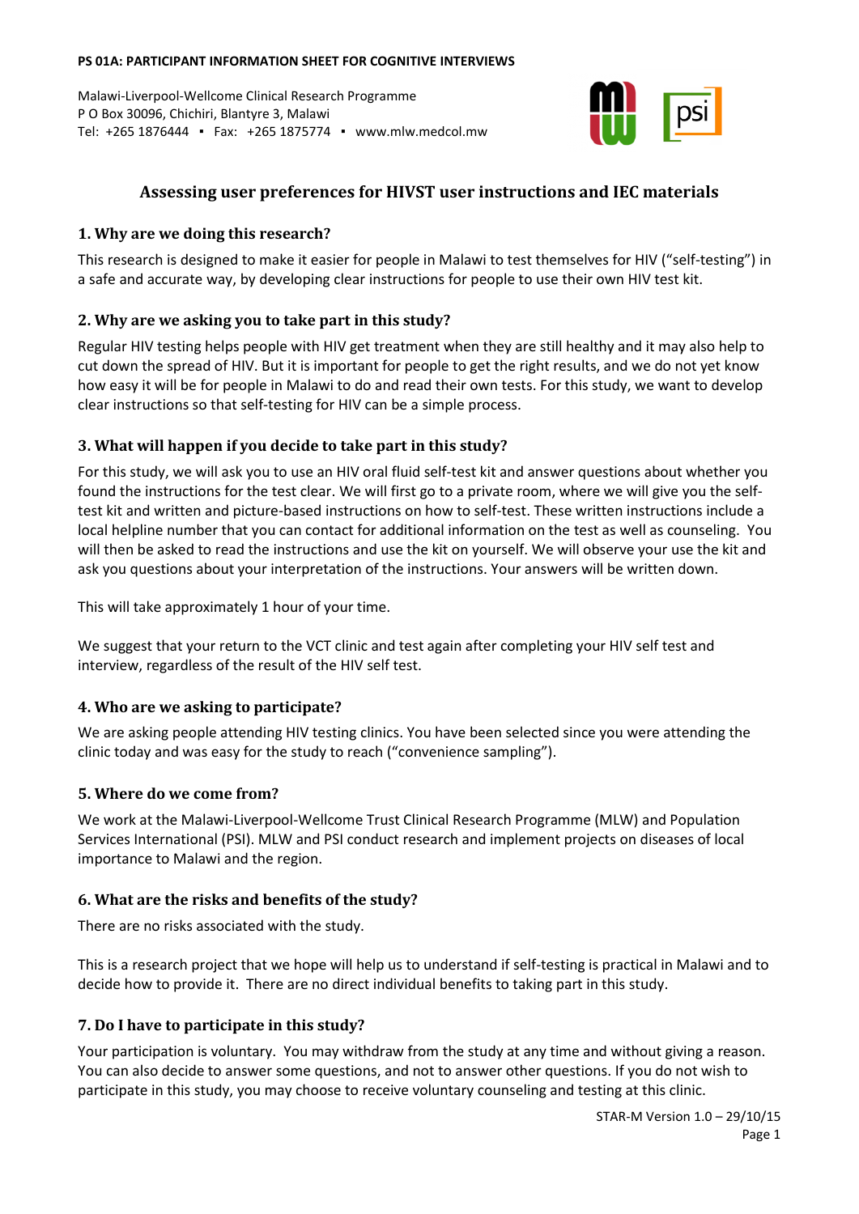**PS 01A: PARTICIPANT INFORMATION SHEET FOR COGNITIVE INTERVIEWS**

Malawi-Liverpool-Wellcome Clinical Research Programme
P O Box 30096, Chichiri, Blantyre 3, Malawi
Tel: +265 1876444 ▪ Fax: +265 1875774 ▪ www.mlw.medcol.mw

# Assessing user preferences for HIVST user instructions and IEC materials

## 1. Why are we doing this research?

This research is designed to make it easier for people in Malawi to test themselves for HIV ("self-testing") in a safe and accurate way, by developing clear instructions for people to use their own HIV test kit.

## 2. Why are we asking you to take part in this study?

Regular HIV testing helps people with HIV get treatment when they are still healthy and it may also help to cut down the spread of HIV. But it is important for people to get the right results, and we do not yet know how easy it will be for people in Malawi to do and read their own tests. For this study, we want to develop clear instructions so that self-testing for HIV can be a simple process.

## 3. What will happen if you decide to take part in this study?

For this study, we will ask you to use an HIV oral fluid self-test kit and answer questions about whether you found the instructions for the test clear. We will first go to a private room, where we will give you the self-test kit and written and picture-based instructions on how to self-test. These written instructions include a local helpline number that you can contact for additional information on the test as well as counseling. You will then be asked to read the instructions and use the kit on yourself. We will observe your use the kit and ask you questions about your interpretation of the instructions. Your answers will be written down.

This will take approximately 1 hour of your time.

We suggest that your return to the VCT clinic and test again after completing your HIV self test and interview, regardless of the result of the HIV self test.

## 4. Who are we asking to participate?

We are asking people attending HIV testing clinics. You have been selected since you were attending the clinic today and was easy for the study to reach ("convenience sampling").

## 5. Where do we come from?

We work at the Malawi-Liverpool-Wellcome Trust Clinical Research Programme (MLW) and Population Services International (PSI). MLW and PSI conduct research and implement projects on diseases of local importance to Malawi and the region.

## 6. What are the risks and benefits of the study?

There are no risks associated with the study.

This is a research project that we hope will help us to understand if self-testing is practical in Malawi and to decide how to provide it. There are no direct individual benefits to taking part in this study.

## 7. Do I have to participate in this study?

Your participation is voluntary. You may withdraw from the study at any time and without giving a reason. You can also decide to answer some questions, and not to answer other questions. If you do not wish to participate in this study, you may choose to receive voluntary counseling and testing at this clinic.

STAR-M Version 1.0 – 29/10/15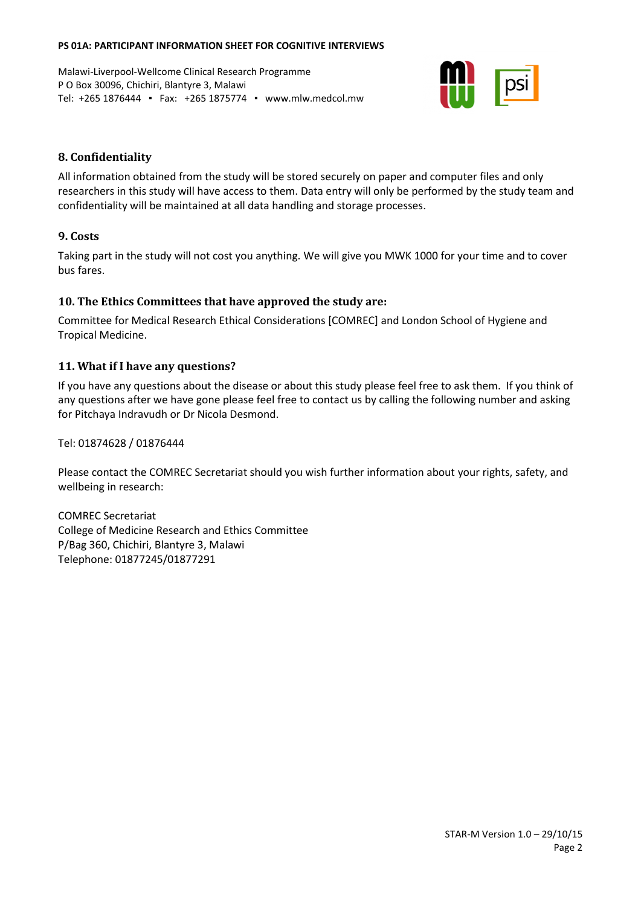## 8. Confidentiality

All information obtained from the study will be stored securely on paper and computer files and only researchers in this study will have access to them. Data entry will only be performed by the study team and confidentiality will be maintained at all data handling and storage processes.

## 9. Costs

Taking part in the study will not cost you anything. We will give you MWK 1000 for your time and to cover bus fares.

## 10. The Ethics Committees that have approved the study are:

Committee for Medical Research Ethical Considerations [COMREC] and London School of Hygiene and Tropical Medicine.

## 11. What if I have any questions?

If you have any questions about the disease or about this study please feel free to ask them. If you think of any questions after we have gone please feel free to contact us by calling the following number and asking for Pitchaya Indravudh or Dr Nicola Desmond.

Tel: 01874628 / 01876444

Please contact the COMREC Secretariat should you wish further information about your rights, safety, and wellbeing in research:

COMREC Secretariat
College of Medicine Research and Ethics Committee
P/Bag 360, Chichiri, Blantyre 3, Malawi
Telephone: 01877245/01877291